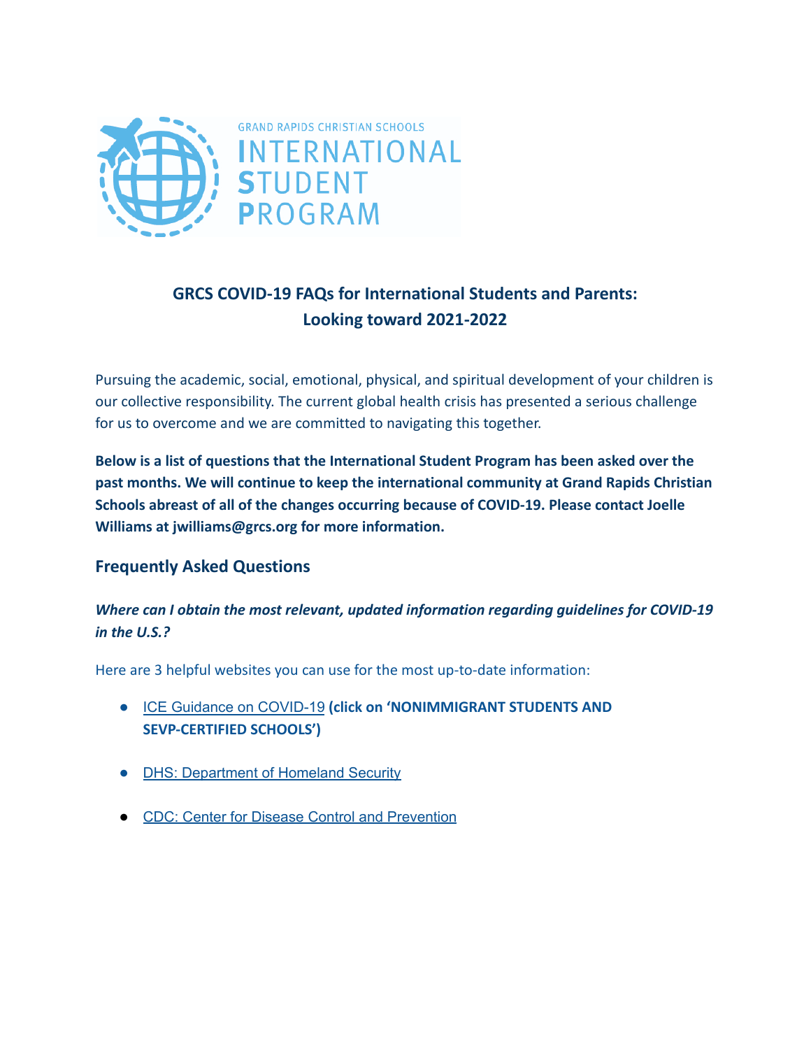GRAND RAPIDS CHRISTIAN SCHOOLS
INTERNATIONAL STUDENT PROGRAM

# GRCS COVID-19 FAQs for International Students and Parents: Looking toward 2021-2022

Pursuing the academic, social, emotional, physical, and spiritual development of your children is our collective responsibility. The current global health crisis has presented a serious challenge for us to overcome and we are committed to navigating this together.

**Below is a list of questions that the International Student Program has been asked over the past months. We will continue to keep the international community at Grand Rapids Christian Schools abreast of all of the changes occurring because of COVID-19. Please contact Joelle Williams at jwilliams@grcs.org for more information.**

## Frequently Asked Questions

***Where can I obtain the most relevant, updated information regarding guidelines for COVID-19 in the U.S.?***

Here are 3 helpful websites you can use for the most up-to-date information:

- ICE Guidance on COVID-19 **(click on 'NONIMMIGRANT STUDENTS AND SEVP-CERTIFIED SCHOOLS')**
- DHS: Department of Homeland Security
- CDC: Center for Disease Control and Prevention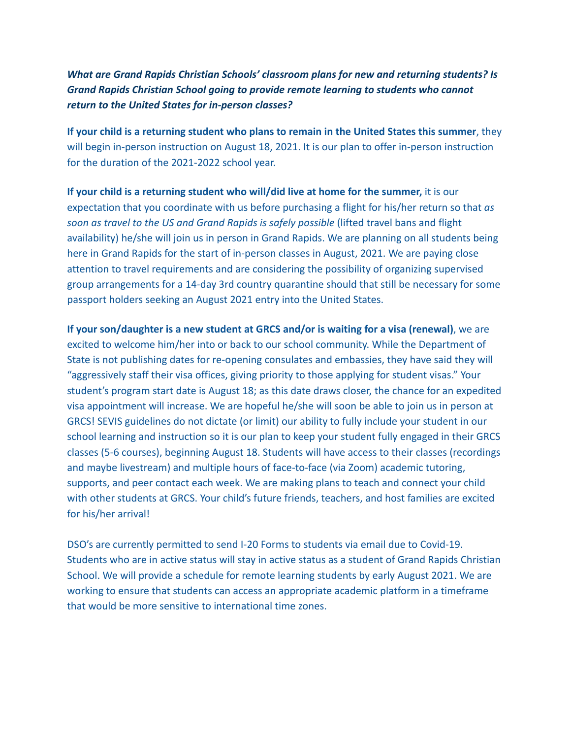***What are Grand Rapids Christian Schools' classroom plans for new and returning students? Is Grand Rapids Christian School going to provide remote learning to students who cannot return to the United States for in-person classes?***

**If your child is a returning student who plans to remain in the United States this summer**, they will begin in-person instruction on August 18, 2021. It is our plan to offer in-person instruction for the duration of the 2021-2022 school year.

**If your child is a returning student who will/did live at home for the summer,** it is our expectation that you coordinate with us before purchasing a flight for his/her return so that *as soon as travel to the US and Grand Rapids is safely possible* (lifted travel bans and flight availability) he/she will join us in person in Grand Rapids. We are planning on all students being here in Grand Rapids for the start of in-person classes in August, 2021. We are paying close attention to travel requirements and are considering the possibility of organizing supervised group arrangements for a 14-day 3rd country quarantine should that still be necessary for some passport holders seeking an August 2021 entry into the United States.

**If your son/daughter is a new student at GRCS and/or is waiting for a visa (renewal)**, we are excited to welcome him/her into or back to our school community. While the Department of State is not publishing dates for re-opening consulates and embassies, they have said they will "aggressively staff their visa offices, giving priority to those applying for student visas." Your student's program start date is August 18; as this date draws closer, the chance for an expedited visa appointment will increase. We are hopeful he/she will soon be able to join us in person at GRCS! SEVIS guidelines do not dictate (or limit) our ability to fully include your student in our school learning and instruction so it is our plan to keep your student fully engaged in their GRCS classes (5-6 courses), beginning August 18. Students will have access to their classes (recordings and maybe livestream) and multiple hours of face-to-face (via Zoom) academic tutoring, supports, and peer contact each week. We are making plans to teach and connect your child with other students at GRCS. Your child's future friends, teachers, and host families are excited for his/her arrival!

DSO's are currently permitted to send I-20 Forms to students via email due to Covid-19. Students who are in active status will stay in active status as a student of Grand Rapids Christian School. We will provide a schedule for remote learning students by early August 2021. We are working to ensure that students can access an appropriate academic platform in a timeframe that would be more sensitive to international time zones.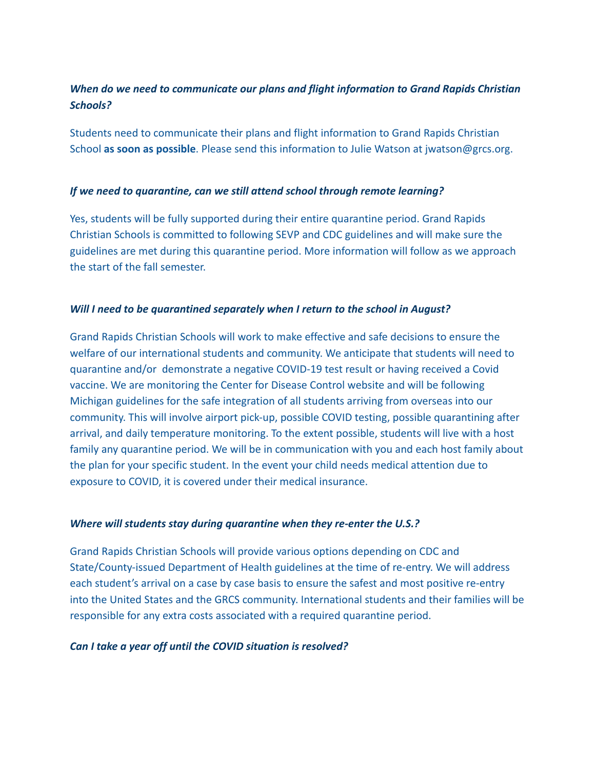***When do we need to communicate our plans and flight information to Grand Rapids Christian Schools?***

Students need to communicate their plans and flight information to Grand Rapids Christian School **as soon as possible**. Please send this information to Julie Watson at jwatson@grcs.org.

***If we need to quarantine, can we still attend school through remote learning?***

Yes, students will be fully supported during their entire quarantine period. Grand Rapids Christian Schools is committed to following SEVP and CDC guidelines and will make sure the guidelines are met during this quarantine period. More information will follow as we approach the start of the fall semester.

***Will I need to be quarantined separately when I return to the school in August?***

Grand Rapids Christian Schools will work to make effective and safe decisions to ensure the welfare of our international students and community. We anticipate that students will need to quarantine and/or demonstrate a negative COVID-19 test result or having received a Covid vaccine. We are monitoring the Center for Disease Control website and will be following Michigan guidelines for the safe integration of all students arriving from overseas into our community. This will involve airport pick-up, possible COVID testing, possible quarantining after arrival, and daily temperature monitoring. To the extent possible, students will live with a host family any quarantine period. We will be in communication with you and each host family about the plan for your specific student. In the event your child needs medical attention due to exposure to COVID, it is covered under their medical insurance.

***Where will students stay during quarantine when they re-enter the U.S.?***

Grand Rapids Christian Schools will provide various options depending on CDC and State/County-issued Department of Health guidelines at the time of re-entry. We will address each student's arrival on a case by case basis to ensure the safest and most positive re-entry into the United States and the GRCS community. International students and their families will be responsible for any extra costs associated with a required quarantine period.

***Can I take a year off until the COVID situation is resolved?***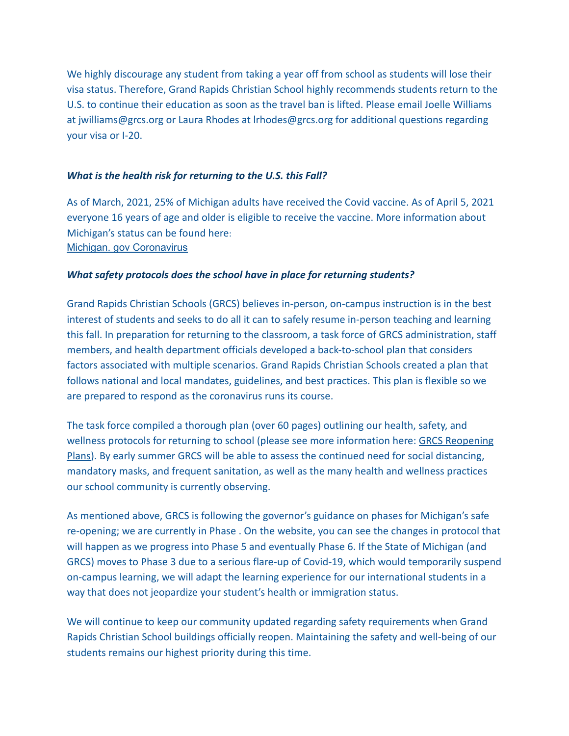We highly discourage any student from taking a year off from school as students will lose their visa status. Therefore, Grand Rapids Christian School highly recommends students return to the U.S. to continue their education as soon as the travel ban is lifted. Please email Joelle Williams at jwilliams@grcs.org or Laura Rhodes at lrhodes@grcs.org for additional questions regarding your visa or I-20.

***What is the health risk for returning to the U.S. this Fall?***

As of March, 2021, 25% of Michigan adults have received the Covid vaccine. As of April 5, 2021 everyone 16 years of age and older is eligible to receive the vaccine. More information about Michigan's status can be found here:
Michigan. gov Coronavirus

***What safety protocols does the school have in place for returning students?***

Grand Rapids Christian Schools (GRCS) believes in-person, on-campus instruction is in the best interest of students and seeks to do all it can to safely resume in-person teaching and learning this fall. In preparation for returning to the classroom, a task force of GRCS administration, staff members, and health department officials developed a back-to-school plan that considers factors associated with multiple scenarios. Grand Rapids Christian Schools created a plan that follows national and local mandates, guidelines, and best practices. This plan is flexible so we are prepared to respond as the coronavirus runs its course.

The task force compiled a thorough plan (over 60 pages) outlining our health, safety, and wellness protocols for returning to school (please see more information here: GRCS Reopening Plans). By early summer GRCS will be able to assess the continued need for social distancing, mandatory masks, and frequent sanitation, as well as the many health and wellness practices our school community is currently observing.

As mentioned above, GRCS is following the governor's guidance on phases for Michigan's safe re-opening; we are currently in Phase . On the website, you can see the changes in protocol that will happen as we progress into Phase 5 and eventually Phase 6. If the State of Michigan (and GRCS) moves to Phase 3 due to a serious flare-up of Covid-19, which would temporarily suspend on-campus learning, we will adapt the learning experience for our international students in a way that does not jeopardize your student's health or immigration status.

We will continue to keep our community updated regarding safety requirements when Grand Rapids Christian School buildings officially reopen. Maintaining the safety and well-being of our students remains our highest priority during this time.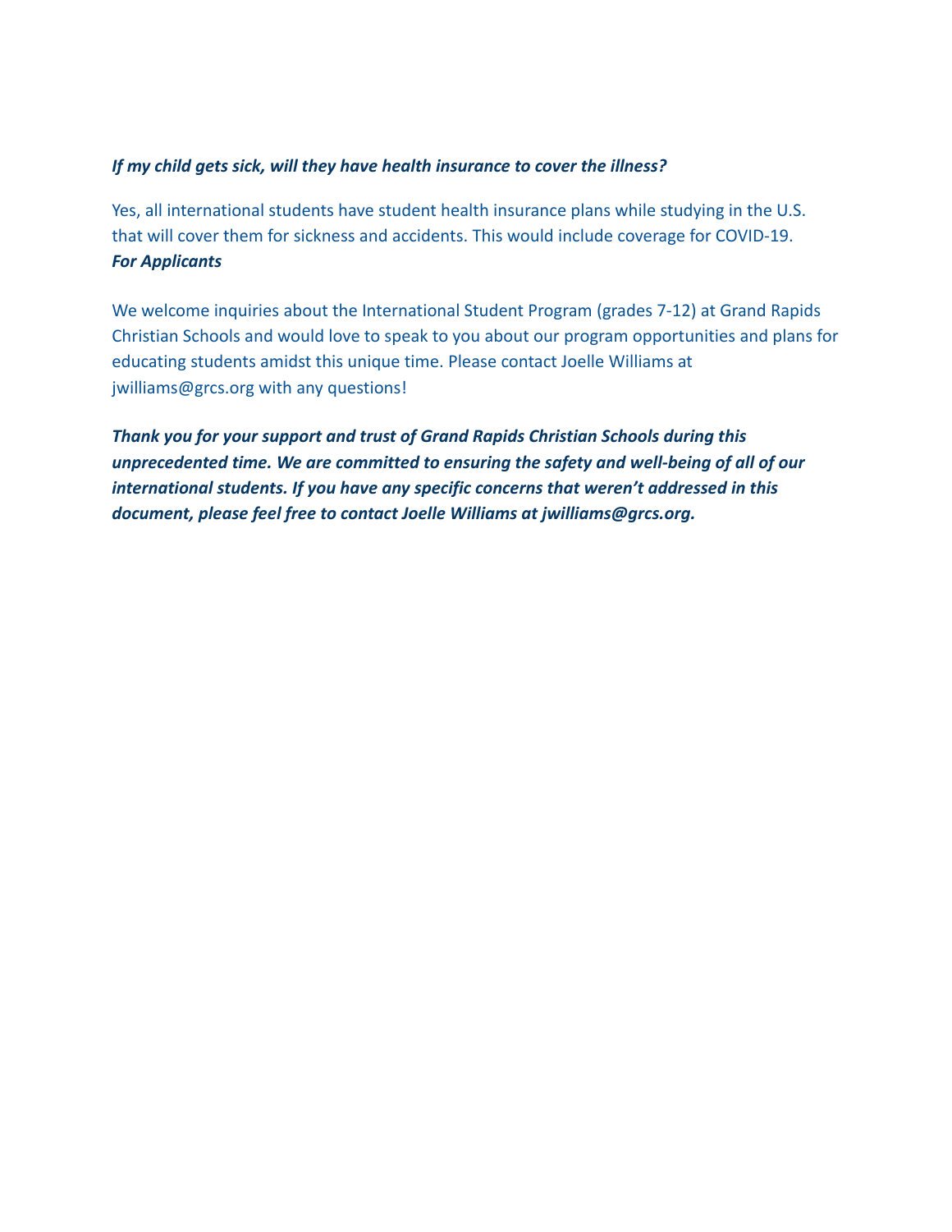***If my child gets sick, will they have health insurance to cover the illness?***

Yes, all international students have student health insurance plans while studying in the U.S. that will cover them for sickness and accidents. This would include coverage for COVID-19.

***For Applicants***

We welcome inquiries about the International Student Program (grades 7-12) at Grand Rapids Christian Schools and would love to speak to you about our program opportunities and plans for educating students amidst this unique time. Please contact Joelle Williams at jwilliams@grcs.org with any questions!

***Thank you for your support and trust of Grand Rapids Christian Schools during this unprecedented time. We are committed to ensuring the safety and well-being of all of our international students. If you have any specific concerns that weren't addressed in this document, please feel free to contact Joelle Williams at jwilliams@grcs.org.***